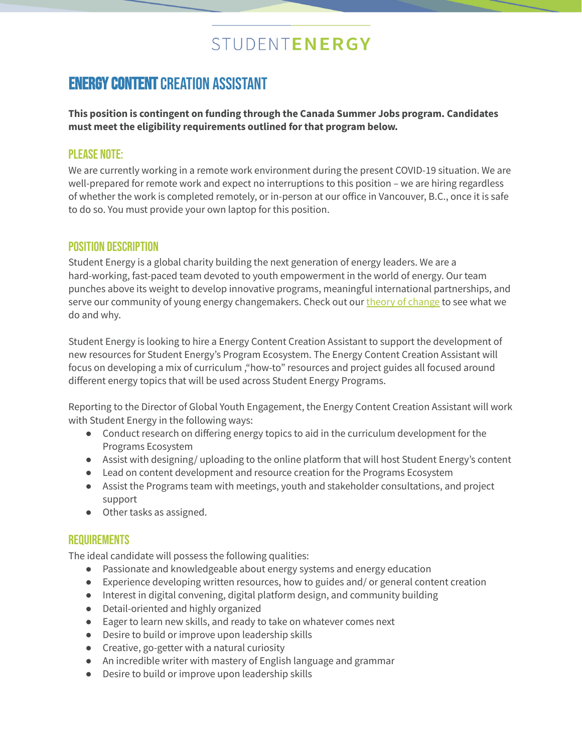STUDENT**ENERGY**

# ENERGY CONTENT CREATION ASSISTANT

**This position is contingent on funding through the Canada Summer Jobs program. Candidates must meet the eligibility requirements outlined for that program below.**

## PLEASE NOTE:

We are currently working in a remote work environment during the present COVID-19 situation. We are well-prepared for remote work and expect no interruptions to this position – we are hiring regardless of whether the work is completed remotely, or in-person at our office in Vancouver, B.C., once it is safe to do so. You must provide your own laptop for this position.

## POSITION DESCRIPTION

Student Energy is a global charity building the next generation of energy leaders. We are a hard-working, fast-paced team devoted to youth empowerment in the world of energy. Our team punches above its weight to develop innovative programs, meaningful international partnerships, and serve our community of young energy changemakers. Check out our theory of change to see what we do and why.

Student Energy is looking to hire a Energy Content Creation Assistant to support the development of new resources for Student Energy's Program Ecosystem. The Energy Content Creation Assistant will focus on developing a mix of curriculum ,"how-to" resources and project guides all focused around different energy topics that will be used across Student Energy Programs.

Reporting to the Director of Global Youth Engagement, the Energy Content Creation Assistant will work with Student Energy in the following ways:

- Conduct research on differing energy topics to aid in the curriculum development for the Programs Ecosystem
- Assist with designing/ uploading to the online platform that will host Student Energy's content
- Lead on content development and resource creation for the Programs Ecosystem
- Assist the Programs team with meetings, youth and stakeholder consultations, and project support
- Other tasks as assigned.

## REQUIREMENTS

The ideal candidate will possess the following qualities:

- Passionate and knowledgeable about energy systems and energy education
- Experience developing written resources, how to guides and/ or general content creation
- Interest in digital convening, digital platform design, and community building
- Detail-oriented and highly organized
- Eager to learn new skills, and ready to take on whatever comes next
- Desire to build or improve upon leadership skills
- Creative, go-getter with a natural curiosity
- An incredible writer with mastery of English language and grammar
- Desire to build or improve upon leadership skills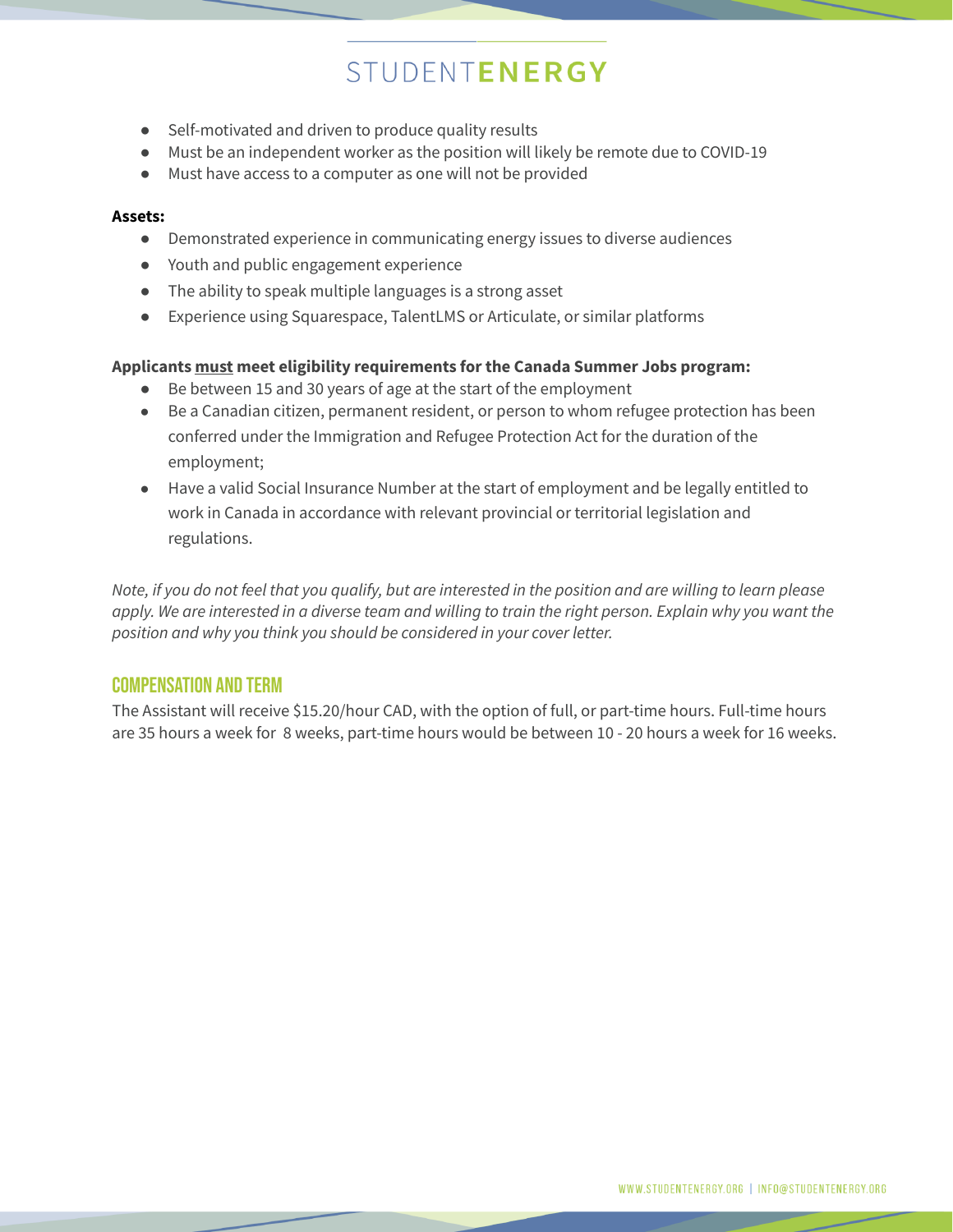- Self-motivated and driven to produce quality results
- Must be an independent worker as the position will likely be remote due to COVID-19
- Must have access to a computer as one will not be provided

**Assets:**

- Demonstrated experience in communicating energy issues to diverse audiences
- Youth and public engagement experience
- The ability to speak multiple languages is a strong asset
- Experience using Squarespace, TalentLMS or Articulate, or similar platforms

**Applicants must meet eligibility requirements for the Canada Summer Jobs program:**

- Be between 15 and 30 years of age at the start of the employment
- Be a Canadian citizen, permanent resident, or person to whom refugee protection has been conferred under the Immigration and Refugee Protection Act for the duration of the employment;
- Have a valid Social Insurance Number at the start of employment and be legally entitled to work in Canada in accordance with relevant provincial or territorial legislation and regulations.

*Note, if you do not feel that you qualify, but are interested in the position and are willing to learn please apply. We are interested in a diverse team and willing to train the right person. Explain why you want the position and why you think you should be considered in your cover letter.*

## COMPENSATION AND TERM

The Assistant will receive $15.20/hour CAD, with the option of full, or part-time hours. Full-time hours are 35 hours a week for 8 weeks, part-time hours would be between 10 - 20 hours a week for 16 weeks.